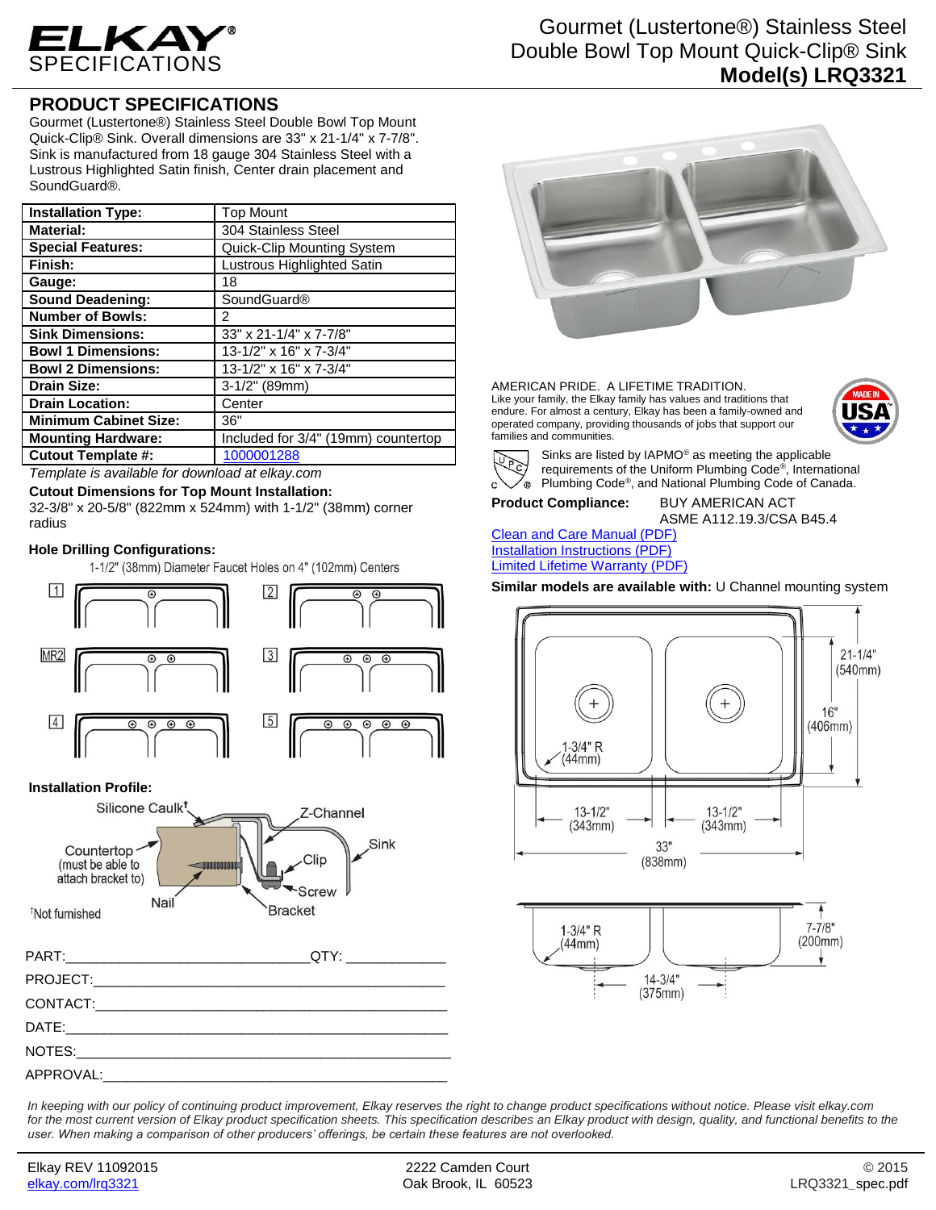# ELKAY SPECIFICATIONS

# Gourmet (Lustertone®) Stainless Steel Double Bowl Top Mount Quick-Clip® Sink

**Model(s) LRQ3321**

## PRODUCT SPECIFICATIONS

Gourmet (Lustertone®) Stainless Steel Double Bowl Top Mount Quick-Clip® Sink. Overall dimensions are 33" x 21-1/4" x 7-7/8". Sink is manufactured from 18 gauge 304 Stainless Steel with a Lustrous Highlighted Satin finish, Center drain placement and SoundGuard®.

| | |
|---|---|
| **Installation Type:** | Top Mount |
| **Material:** | 304 Stainless Steel |
| **Special Features:** | Quick-Clip Mounting System |
| **Finish:** | Lustrous Highlighted Satin |
| **Gauge:** | 18 |
| **Sound Deadening:** | SoundGuard® |
| **Number of Bowls:** | 2 |
| **Sink Dimensions:** | 33" x 21-1/4" x 7-7/8" |
| **Bowl 1 Dimensions:** | 13-1/2" x 16" x 7-3/4" |
| **Bowl 2 Dimensions:** | 13-1/2" x 16" x 7-3/4" |
| **Drain Size:** | 3-1/2" (89mm) |
| **Drain Location:** | Center |
| **Minimum Cabinet Size:** | 36" |
| **Mounting Hardware:** | Included for 3/4" (19mm) countertop |
| **Cutout Template #:** | 1000001288 |

*Template is available for download at elkay.com*

**Cutout Dimensions for Top Mount Installation:**
32-3/8" x 20-5/8" (822mm x 524mm) with 1-1/2" (38mm) corner radius

**Hole Drilling Configurations:**

1-1/2" (38mm) Diameter Faucet Holes on 4" (102mm) Centers

1, 2, MR2, 3, 4, 5

**Installation Profile:**

Silicone Caulk†, Z-Channel, Sink, Countertop (must be able to attach bracket to), Clip, Screw, Nail, Bracket

†Not furnished

PART:_______________________________QTY: ____________

PROJECT:_____________________________________________

CONTACT:_____________________________________________

DATE:________________________________________________

NOTES:_______________________________________________

APPROVAL:____________________________________________

AMERICAN PRIDE. A LIFETIME TRADITION.
Like your family, the Elkay family has values and traditions that endure. For almost a century, Elkay has been a family-owned and operated company, providing thousands of jobs that support our families and communities.

MADE IN USA

Sinks are listed by IAPMO® as meeting the applicable requirements of the Uniform Plumbing Code®, International Plumbing Code®, and National Plumbing Code of Canada.

**Product Compliance:** BUY AMERICAN ACT
ASME A112.19.3/CSA B45.4

[Clean and Care Manual (PDF)](#)
[Installation Instructions (PDF)](#)
[Limited Lifetime Warranty (PDF)](#)

**Similar models are available with:** U Channel mounting system

21-1/4" (540mm), 16" (406mm), 1-3/4" R (44mm), 13-1/2" (343mm), 13-1/2" (343mm), 33" (838mm)

1-3/4" R (44mm), 7-7/8" (200mm), 14-3/4" (375mm)

*In keeping with our policy of continuing product improvement, Elkay reserves the right to change product specifications without notice. Please visit elkay.com for the most current version of Elkay product specification sheets. This specification describes an Elkay product with design, quality, and functional benefits to the user. When making a comparison of other producers' offerings, be certain these features are not overlooked.*

Elkay REV 11092015
elkay.com/lrq3321

2222 Camden Court
Oak Brook, IL 60523

© 2015
LRQ3321_spec.pdf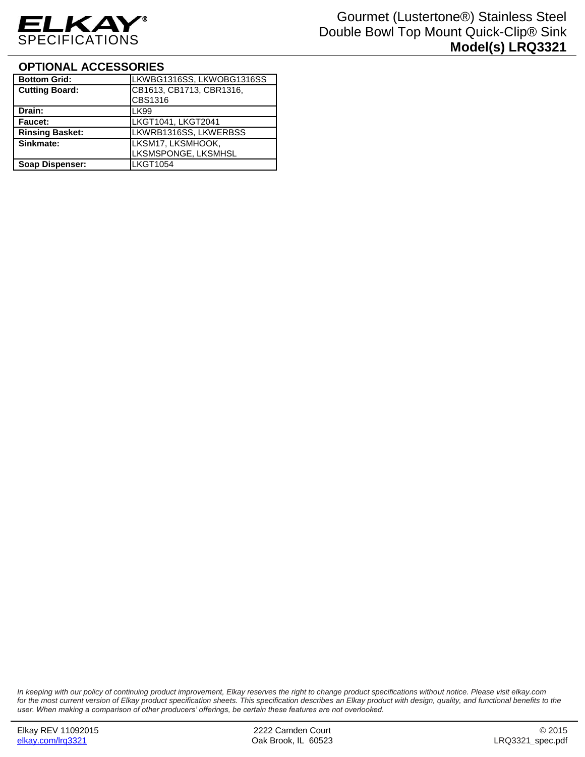## OPTIONAL ACCESSORIES

| | |
|---|---|
| **Bottom Grid:** | LKWBG1316SS, LKWOBG1316SS |
| **Cutting Board:** | CB1613, CB1713, CBR1316, CBS1316 |
| **Drain:** | LK99 |
| **Faucet:** | LKGT1041, LKGT2041 |
| **Rinsing Basket:** | LKWRB1316SS, LKWERBSS |
| **Sinkmate:** | LKSM17, LKSMHOOK, LKSMSPONGE, LKSMHSL |
| **Soap Dispenser:** | LKGT1054 |

*In keeping with our policy of continuing product improvement, Elkay reserves the right to change product specifications without notice. Please visit elkay.com for the most current version of Elkay product specification sheets. This specification describes an Elkay product with design, quality, and functional benefits to the user. When making a comparison of other producers' offerings, be certain these features are not overlooked.*